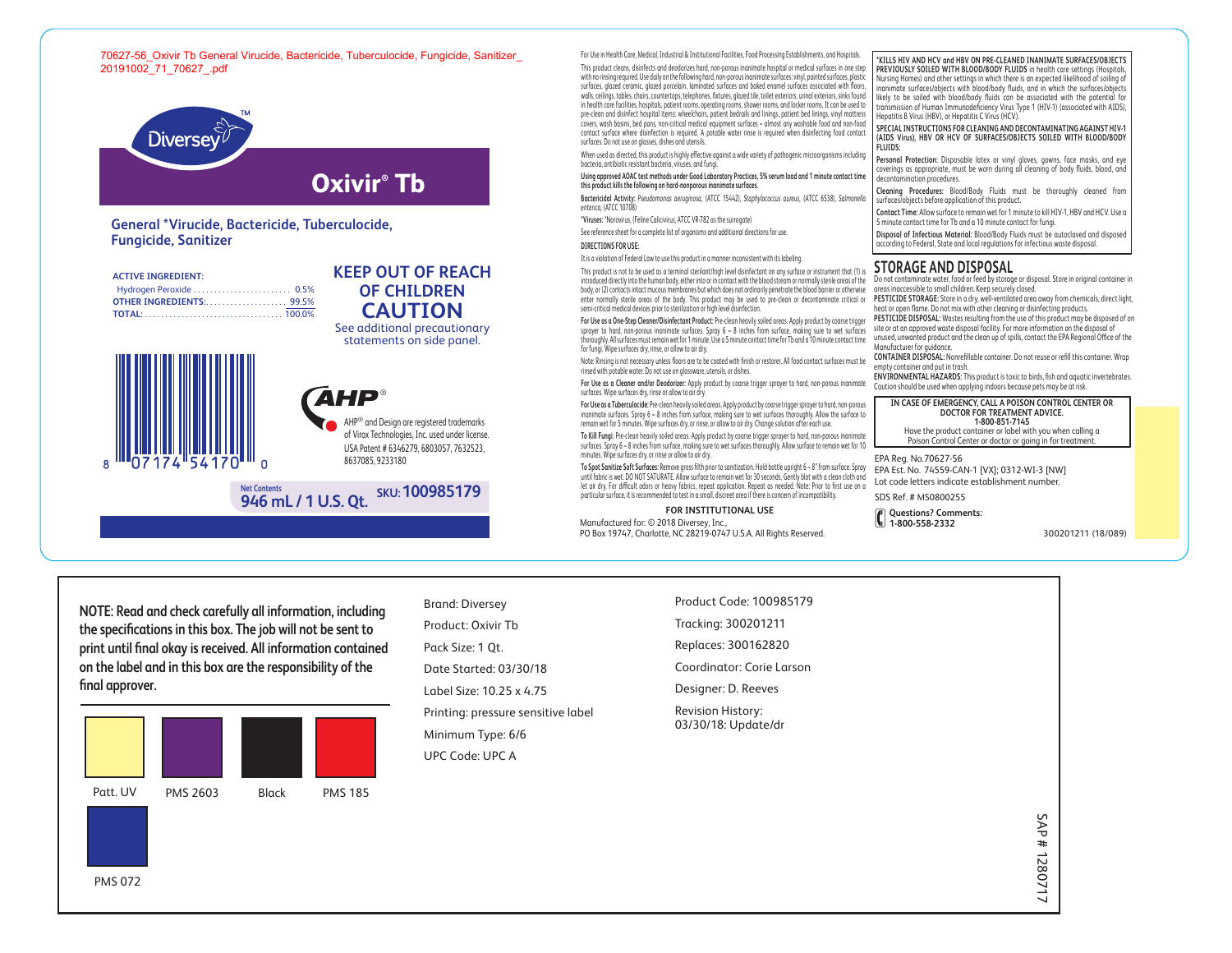70627-56_Oxivir Tb General Virucide, Bactericide, Tuberculocide, Fungicide, Sanitizer_ 20191002_71_70627_.pdf

Diversey™

# Oxivir® Tb

## General *Virucide, Bactericide, Tuberculocide, Fungicide, Sanitizer

| ACTIVE INGREDIENT: | |
|---|---|
| Hydrogen Peroxide | 0.5% |
| OTHER INGREDIENTS: | 99.5% |
| TOTAL: | 100.0% |

**KEEP OUT OF REACH OF CHILDREN**

**CAUTION**

See additional precautionary statements on side panel.

8 07174 54170 0

AHP®

AHP® and Design are registered trademarks of Virox Technologies, Inc. used under license. USA Patent # 6346279, 6803057, 7632523, 8637085, 9233180

Net Contents **946 mL / 1 U.S. Qt.** SKU: **100985179**

For Use in Health Care, Medical, Industrial & Institutional Facilities, Food Processing Establishments, and Hospitals.

This product cleans, disinfects and deodorizes hard, non-porous inanimate hospital or medical surfaces in one step with no rinsing required. Use daily on the following hard, non-porous inanimate surfaces: vinyl, painted surfaces, plastic surfaces, glazed ceramic, glazed porcelain, laminated surfaces and baked enamel surfaces associated with floors, walls, ceilings, tables, chairs, countertops, telephones, fixtures, glazed tile, toilet exteriors, urinal exteriors, sinks found in health care facilities, hospitals, patient rooms, operating rooms, shower rooms, and locker rooms. It can be used to pre-clean and disinfect hospital items: wheelchairs, patient bedrails and linings, patient bed linings, vinyl mattress covers, wash basins, bed pans, non-critical medical equipment surfaces – almost any washable food and non-food contact surface where disinfection is required. A potable water rinse is required when disinfecting food contact surfaces. Do not use on glasses, dishes and utensils.

When used as directed, this product is highly effective against a wide variety of pathogenic microorganisms including bacteria, antibiotic resistant bacteria, viruses, and fungi.

**Using approved AOAC test methods under Good Laboratory Practices, 5% serum load and 1 minute contact time this product kills the following on hard-nonporous inanimate surfaces.**

**Bactericidal Activity:** *Pseudomonas aeruginosa*, (ATCC 15442), *Staphylococcus aureus*, (ATCC 6538), *Salmonella enterica*, (ATCC 10708)

***Viruses:** *Norovirus, (Feline Calicivirus, ATCC VR-782 as the surrogate)

See reference sheet for a complete list of organisms and additional directions for use.

**DIRECTIONS FOR USE:**

It is a violation of Federal Law to use this product in a manner inconsistent with its labeling.

This product is not to be used as a terminal sterilant/high level disinfectant on any surface or instrument that (1) is introduced directly into the human body, either into or in contact with the blood stream or normally sterile areas of the body, or (2) contacts intact mucous membranes but which does not ordinarily penetrate the blood barrier or otherwise enter normally sterile areas of the body. This product may be used to pre-clean or decontaminate critical or semi-critical medical devices prior to sterilization or high level disinfection.

**For Use as a One-Step Cleaner/Disinfectant Product:** Pre-clean heavily soiled areas. Apply product by coarse trigger sprayer to hard, non-porous inanimate surfaces. Spray 6 – 8 inches from surface, making sure to wet surfaces thoroughly. All surfaces must remain wet for 1 minute. Use a 5 minute contact time for Tb and a 10 minute contact time for fungi. Wipe surfaces dry, rinse, or allow to air dry.

Note: Rinsing is not necessary unless floors are to be coated with finish or restorer. All food contact surfaces must be rinsed with potable water. Do not use on glassware, utensils, or dishes.

**For Use as a Cleaner and/or Deodorizer:** Apply product by coarse trigger sprayer to hard, non-porous inanimate surfaces. Wipe surfaces dry or allow to air dry.

**For Use as a Tuberculocide:** Pre-clean heavily soiled areas. Apply product by coarse trigger sprayer to hard, non-porous inanimate surfaces. Spray 6 – 8 inches from surface, making sure to wet surfaces thoroughly. Allow the surface to remain wet for 5 minutes. Wipe surfaces dry, or rinse, or allow to air dry. Change solution after each use.

**To Kill Fungi:** Pre-clean heavily soiled areas. Apply product by coarse trigger sprayer to hard, non-porous inanimate surfaces. Spray 6 – 8 inches from surface, making sure to wet surfaces thoroughly. Allow surface to remain wet for 10 minutes. Wipe surfaces dry, or rinse or allow to air dry.

**To Spot Sanitize Soft Surfaces:** Remove gross filth prior to sanitization. Hold bottle upright 6 – 8" from surface. Spray until fabric is wet. DO NOT SATURATE. Allow surface to remain wet for 30 seconds. Gently blot with a clean cloth and let air dry. For difficult odors or heavy fabrics, repeat application. Repeat as needed. Note: Prior to first use on a particular surface, it is recommended to test in a small, discreet area if there is concern of incompatibility.

**FOR INSTITUTIONAL USE**

Manufactured for: © 2018 Diversey, Inc., PO Box 19747, Charlotte, NC 28219-0747 U.S.A. All Rights Reserved.

***KILLS HIV AND HCV and HBV ON PRE-CLEANED INANIMATE SURFACES/OBJECTS PREVIOUSLY SOILED WITH BLOOD/BODY FLUIDS** in health care settings (Hospitals, Nursing Homes) and other settings in which there is an expected likelihood of soiling of inanimate surfaces/objects with blood/body fluids, and in which the surfaces/objects likely to be soiled with blood/body fluids can be associated with the potential for transmission of Human Immunodeficiency Virus Type 1 (HIV-1) (associated with AIDS), Hepatitis B Virus (HBV), or Hepatitis C Virus (HCV).

**SPECIAL INSTRUCTIONS FOR CLEANING AND DECONTAMINATING AGAINST HIV-1 (AIDS Virus), HBV OR HCV OF SURFACES/OBJECTS SOILED WITH BLOOD/BODY FLUIDS:**

**Personal Protection:** Disposable latex or vinyl gloves, gowns, face masks, and eye coverings as appropriate, must be worn during all cleaning of body fluids, blood, and decontamination procedures.

**Cleaning Procedures:** Blood/Body Fluids must be thoroughly cleaned from surfaces/objects before application of this product.

**Contact Time:** Allow surface to remain wet for 1 minute to kill HIV-1, HBV and HCV. Use a 5 minute contact time for Tb and a 10 minute contact for fungi.

**Disposal of Infectious Material:** Blood/Body Fluids must be autoclaved and disposed according to Federal, State and local regulations for infectious waste disposal.

## STORAGE AND DISPOSAL

Do not contaminate water, food or feed by storage or disposal. Store in original container in areas inaccessible to small children. Keep securely closed.

**PESTICIDE STORAGE:** Store in a dry, well-ventilated area away from chemicals, direct light, heat or open flame. Do not mix with other cleaning or disinfecting products.

**PESTICIDE DISPOSAL:** Wastes resulting from the use of this product may be disposed of on site or at an approved waste disposal facility. For more information on the disposal of unused, unwanted product and the clean up of spills, contact the EPA Regional Office of the Manufacturer for guidance.

**CONTAINER DISPOSAL:** Nonrefillable container. Do not reuse or refill this container. Wrap empty container and put in trash.

**ENVIRONMENTAL HAZARDS:** This product is toxic to birds, fish and aquatic invertebrates. Caution should be used when applying indoors because pets may be at risk.

**IN CASE OF EMERGENCY, CALL A POISON CONTROL CENTER OR DOCTOR FOR TREATMENT ADVICE. 1-800-851-7145**
Have the product container or label with you when calling a Poison Control Center or doctor or going in for treatment.

EPA Reg. No.70627-56
EPA Est. No. 74559-CAN-1 [VX]; 0312-WI-3 [NW]
Lot code letters indicate establishment number.

SDS Ref. # MS0800255

**Questions? Comments: 1-800-558-2332**

300201211 (18/089)

**NOTE: Read and check carefully all information, including the specifications in this box. The job will not be sent to print until final okay is received. All information contained on the label and in this box are the responsibility of the final approver.**

Patt. UV | PMS 2603 | Black | PMS 185 | PMS 072

Brand: Diversey
Product: Oxivir Tb
Pack Size: 1 Qt.
Date Started: 03/30/18
Label Size: 10.25 x 4.75
Printing: pressure sensitive label
Minimum Type: 6/6
UPC Code: UPC A

Product Code: 100985179
Tracking: 300201211
Replaces: 300162820
Coordinator: Corie Larson
Designer: D. Reeves
Revision History:
03/30/18: Update/dr

SAP # 128717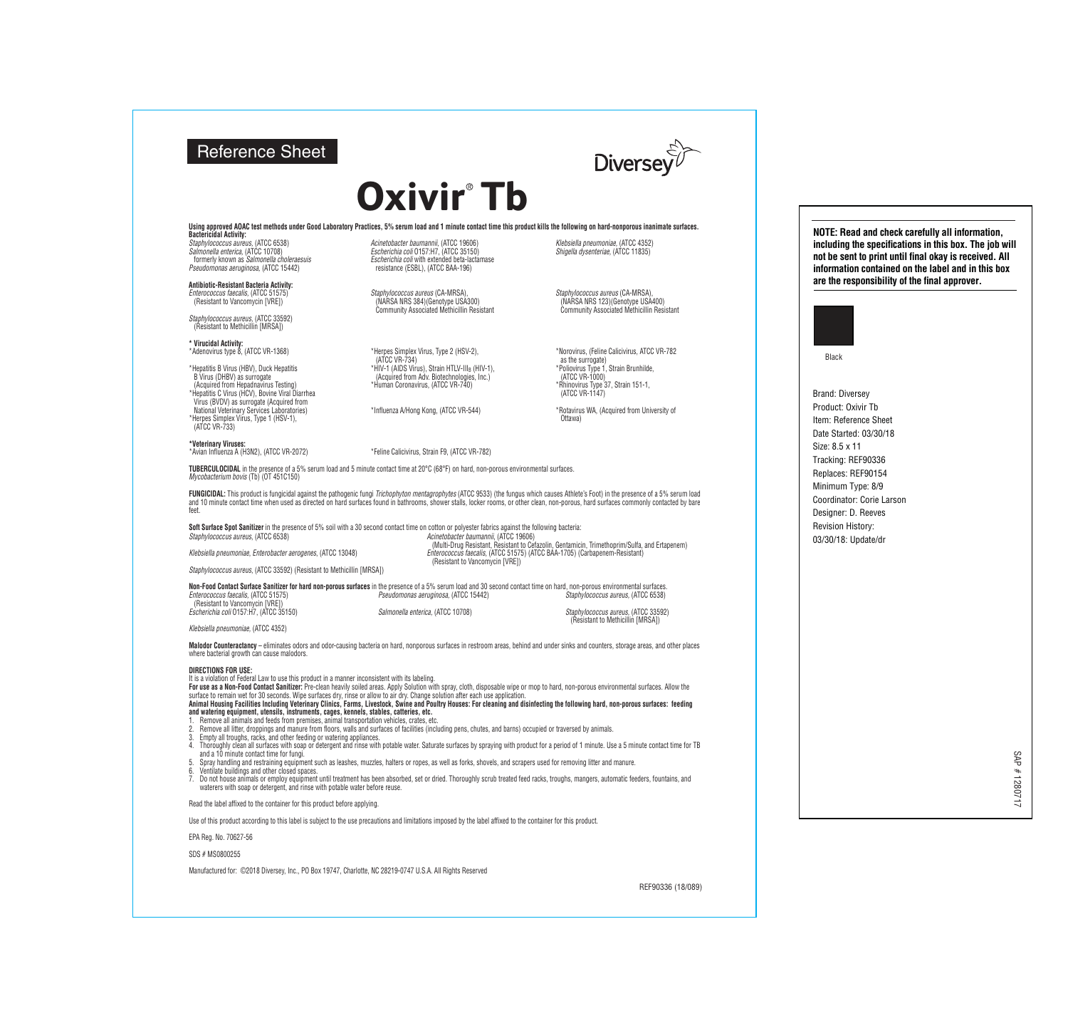Reference Sheet

Diversey

# Oxivir® Tb

**Using approved AOAC test methods under Good Laboratory Practices, 5% serum load and 1 minute contact time this product kills the following on hard-nonporous inanimate surfaces.**

**Bactericidal Activity:**

*Staphylococcus aureus*, (ATCC 6538)
*Salmonella enterica*, (ATCC 10708)
formerly known as *Salmonella choleraesuis*
*Pseudomonas aeruginosa*, (ATCC 15442)
*Acinetobacter baumannii*, (ATCC 19606)
*Escherichia coli* O157:H7, (ATCC 35150)
*Escherichia coli* with extended beta-lactamase resistance (ESBL), (ATCC BAA-196)
*Klebsiella pneumoniae*, (ATCC 4352)
*Shigella dysenteriae*, (ATCC 11835)

**Antibiotic-Resistant Bacteria Activity:**

*Enterococcus faecalis*, (ATCC 51575) (Resistant to Vancomycin [VRE])
*Staphylococcus aureus*, (ATCC 33592) (Resistant to Methicillin [MRSA])
*Staphylococcus aureus* (CA-MRSA), (NARSA NRS 384)(Genotype USA300) Community Associated Methicillin Resistant
*Staphylococcus aureus* (CA-MRSA), (NARSA NRS 123)(Genotype USA400) Community Associated Methicillin Resistant

**\* Virucidal Activity:**

\*Adenovirus type 8, (ATCC VR-1368)
\*Hepatitis B Virus (HBV), Duck Hepatitis B Virus (DHBV) as surrogate (Acquired from Hepadnavirus Testing)
\*Hepatitis C Virus (HCV), Bovine Viral Diarrhea Virus (BVDV) as surrogate (Acquired from National Veterinary Services Laboratories)
\*Herpes Simplex Virus, Type 1 (HSV-1), (ATCC VR-733)
\*Herpes Simplex Virus, Type 2 (HSV-2), (ATCC VR-734)
\*HIV-1 (AIDS Virus), Strain HTLV-IIIB (HIV-1), (Acquired from Adv. Biotechnologies, Inc.)
\*Human Coronavirus, (ATCC VR-740)
\*Influenza A/Hong Kong, (ATCC VR-544)
\*Norovirus, (Feline Calicivirus, ATCC VR-782 as the surrogate)
\*Poliovirus Type 1, Strain Brunhilde, (ATCC VR-1000)
\*Rhinovirus Type 37, Strain 151-1, (ATCC VR-1147)
\*Rotavirus WA, (Acquired from University of Ottawa)

**\*Veterinary Viruses:**

\*Avian Influenza A (H3N2), (ATCC VR-2072)
\*Feline Calicivirus, Strain F9, (ATCC VR-782)

**TUBERCULOCIDAL** in the presence of a 5% serum load and 5 minute contact time at 20°C (68°F) on hard, non-porous environmental surfaces.
*Mycobacterium bovis* (Tb) (OT 451C150)

**FUNGICIDAL:** This product is fungicidal against the pathogenic fungi *Trichophyton mentagrophytes* (ATCC 9533) (the fungus which causes Athlete's Foot) in the presence of a 5% serum load and 10 minute contact time when used as directed on hard surfaces found in bathrooms, shower stalls, locker rooms, or other clean, non-porous, hard surfaces commonly contacted by bare feet.

**Soft Surface Spot Sanitizer** in the presence of 5% soil with a 30 second contact time on cotton or polyester fabrics against the following bacteria:

*Staphylococcus aureus*, (ATCC 6538)
*Klebsiella pneumoniae*, *Enterobacter aerogenes*, (ATCC 13048)
*Staphylococcus aureus*, (ATCC 33592) (Resistant to Methicillin [MRSA])
*Acinetobacter baumannii*, (ATCC 19606) (Multi-Drug Resistant, Resistant to Cefazolin, Gentamicin, Trimethoprim/Sulfa, and Ertapenem)
*Enterococcus faecalis*, (ATCC 51575) (ATCC BAA-1705) (Carbapenem-Resistant) (Resistant to Vancomycin [VRE])

**Non-Food Contact Surface Sanitizer for hard non-porous surfaces** in the presence of a 5% serum load and 30 second contact time on hard, non-porous environmental surfaces.

*Enterococcus faecalis*, (ATCC 51575) (Resistant to Vancomycin [VRE])
*Escherichia coli* O157:H7, (ATCC 35150)
*Klebsiella pneumoniae*, (ATCC 4352)
*Pseudomonas aeruginosa*, (ATCC 15442)
*Salmonella enterica*, (ATCC 10708)
*Staphylococcus aureus*, (ATCC 6538)
*Staphylococcus aureus*, (ATCC 33592) (Resistant to Methicillin [MRSA])

**Malodor Counteractancy** – eliminates odors and odor-causing bacteria on hard, nonporous surfaces in restroom areas, behind and under sinks and counters, storage areas, and other places where bacterial growth can cause malodors.

**DIRECTIONS FOR USE:**
It is a violation of Federal Law to use this product in a manner inconsistent with its labeling.
**For use as a Non-Food Contact Sanitizer:** Pre-clean heavily soiled areas. Apply Solution with spray, cloth, disposable wipe or mop to hard, non-porous environmental surfaces. Allow the surface to remain wet for 30 seconds. Wipe surfaces dry, rinse or allow to air dry. Change solution after each use application.
**Animal Housing Facilities Including Veterinary Clinics, Farms, Livestock, Swine and Poultry Houses: For cleaning and disinfecting the following hard, non-porous surfaces: feeding and watering equipment, utensils, instruments, cages, kennels, stables, catteries, etc.**

1. Remove all animals and feeds from premises, animal transportation vehicles, crates, etc.
2. Remove all litter, droppings and manure from floors, walls and surfaces of facilities (including pens, chutes, and barns) occupied or traversed by animals.
3. Empty all troughs, racks, and other feeding or watering appliances.
4. Thoroughly clean all surfaces with soap or detergent and rinse with potable water. Saturate surfaces by spraying with product for a period of 1 minute. Use a 5 minute contact time for TB and a 10 minute contact time for fungi.
5. Spray handling and restraining equipment such as leashes, muzzles, halters or ropes, as well as forks, shovels, and scrapers used for removing litter and manure.
6. Ventilate buildings and other closed spaces.
7. Do not house animals or employ equipment until treatment has been absorbed, set or dried. Thoroughly scrub treated feed racks, troughs, mangers, automatic feeders, fountains, and waterers with soap or detergent, and rinse with potable water before reuse.

Read the label affixed to the container for this product before applying.

Use of this product according to this label is subject to the use precautions and limitations imposed by the label affixed to the container for this product.

EPA Reg. No. 70627-56

SDS # MS0800255

Manufactured for: ©2018 Diversey, Inc., PO Box 19747, Charlotte, NC 28219-0747 U.S.A. All Rights Reserved

REF90336 (18/089)

**NOTE: Read and check carefully all information, including the specifications in this box. The job will not be sent to print until final okay is received. All information contained on the label and in this box are the responsibility of the final approver.**

Black

Brand: Diversey
Product: Oxivir Tb
Item: Reference Sheet
Date Started: 03/30/18
Size: 8.5 x 11
Tracking: REF90336
Replaces: REF90154
Minimum Type: 8/9
Coordinator: Corie Larson
Designer: D. Reeves
Revision History:
03/30/18: Update/dr

SAP # 1280717